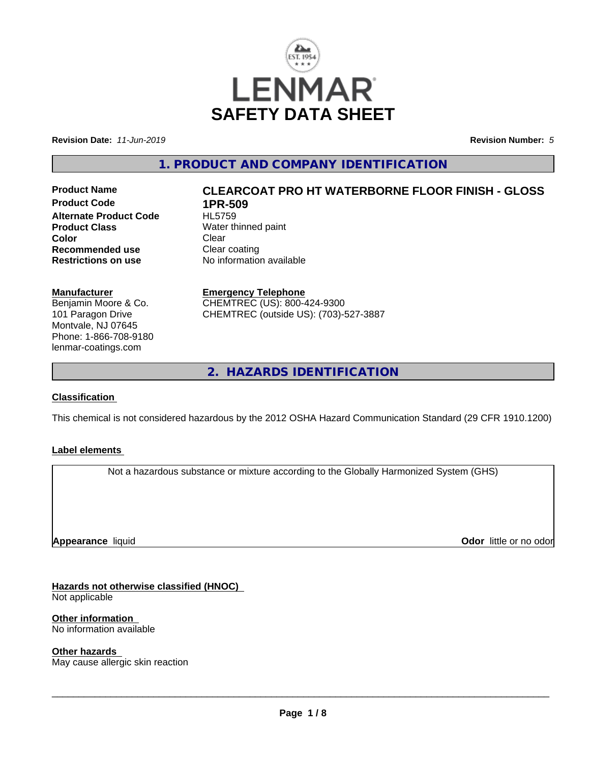LENMAR

# SAFETY DATA SHEET

**Revision Date:** *11-Jun-2019* **Revision Number:** *5*

## 1. PRODUCT AND COMPANY IDENTIFICATION

| | |
|---|---|
| **Product Name** | **CLEARCOAT PRO HT WATERBORNE FLOOR FINISH - GLOSS** |
| **Product Code** | **1PR-509** |
| **Alternate Product Code** | HL5759 |
| **Product Class** | Water thinned paint |
| **Color** | Clear |
| **Recommended use** | Clear coating |
| **Restrictions on use** | No information available |

**Manufacturer**
Benjamin Moore & Co.
101 Paragon Drive
Montvale, NJ 07645
Phone: 1-866-708-9180
lenmar-coatings.com

**Emergency Telephone**
CHEMTREC (US): 800-424-9300
CHEMTREC (outside US): (703)-527-3887

## 2. HAZARDS IDENTIFICATION

**Classification**

This chemical is not considered hazardous by the 2012 OSHA Hazard Communication Standard (29 CFR 1910.1200)

**Label elements**

Not a hazardous substance or mixture according to the Globally Harmonized System (GHS)

**Appearance** liquid **Odor** little or no odor

**Hazards not otherwise classified (HNOC)**
Not applicable

**Other information**
No information available

**Other hazards**
May cause allergic skin reaction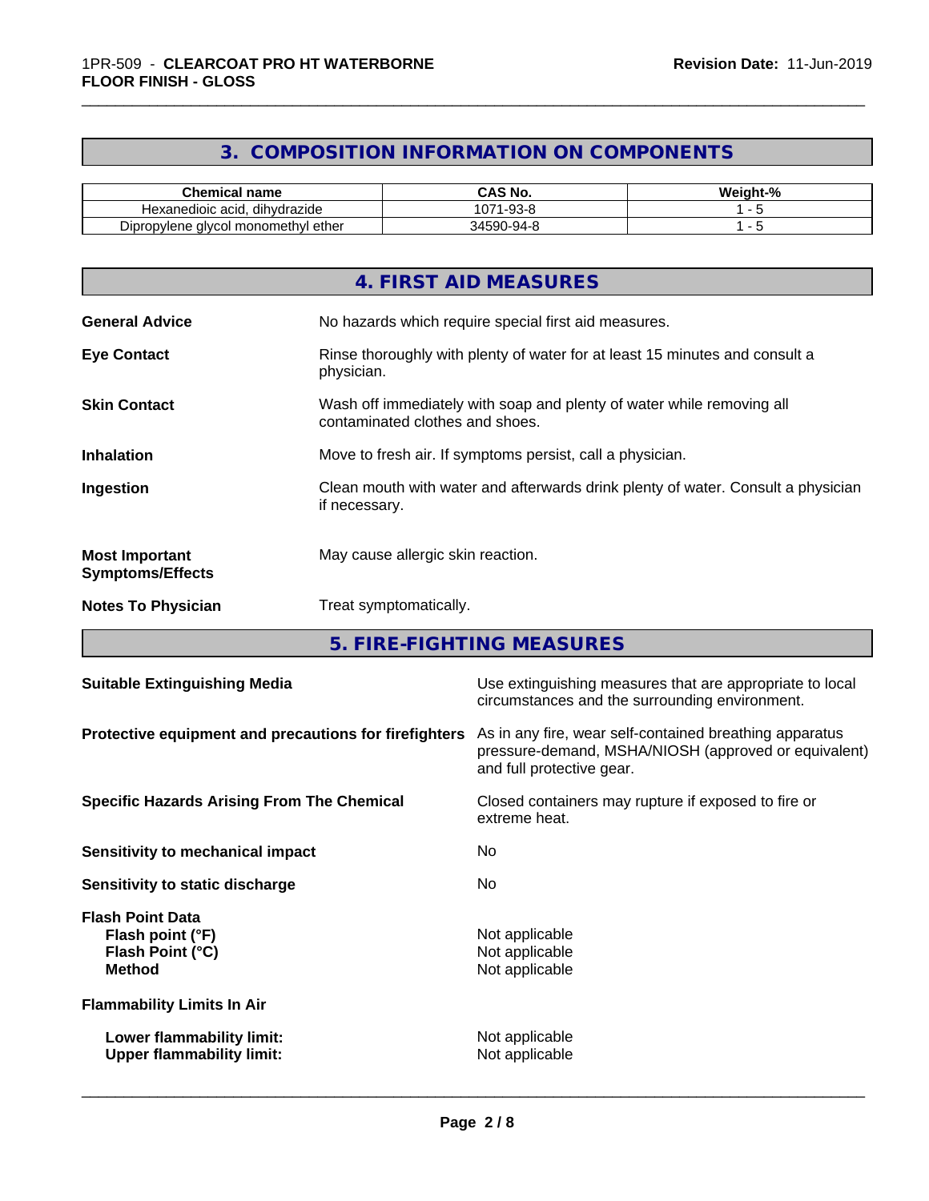## 3. COMPOSITION INFORMATION ON COMPONENTS

| Chemical name | CAS No. | Weight-% |
|---|---|---|
| Hexanedioic acid, dihydrazide | 1071-93-8 | 1 - 5 |
| Dipropylene glycol monomethyl ether | 34590-94-8 | 1 - 5 |

## 4. FIRST AID MEASURES

**General Advice**
No hazards which require special first aid measures.

**Eye Contact**
Rinse thoroughly with plenty of water for at least 15 minutes and consult a physician.

**Skin Contact**
Wash off immediately with soap and plenty of water while removing all contaminated clothes and shoes.

**Inhalation**
Move to fresh air. If symptoms persist, call a physician.

**Ingestion**
Clean mouth with water and afterwards drink plenty of water. Consult a physician if necessary.

**Most Important Symptoms/Effects**
May cause allergic skin reaction.

**Notes To Physician**
Treat symptomatically.

## 5. FIRE-FIGHTING MEASURES

**Suitable Extinguishing Media**
Use extinguishing measures that are appropriate to local circumstances and the surrounding environment.

**Protective equipment and precautions for firefighters**
As in any fire, wear self-contained breathing apparatus pressure-demand, MSHA/NIOSH (approved or equivalent) and full protective gear.

**Specific Hazards Arising From The Chemical**
Closed containers may rupture if exposed to fire or extreme heat.

**Sensitivity to mechanical impact**
No

**Sensitivity to static discharge**
No

**Flash Point Data**
**Flash point (°F)** Not applicable
**Flash Point (°C)** Not applicable
**Method** Not applicable

**Flammability Limits In Air**

**Lower flammability limit:** Not applicable
**Upper flammability limit:** Not applicable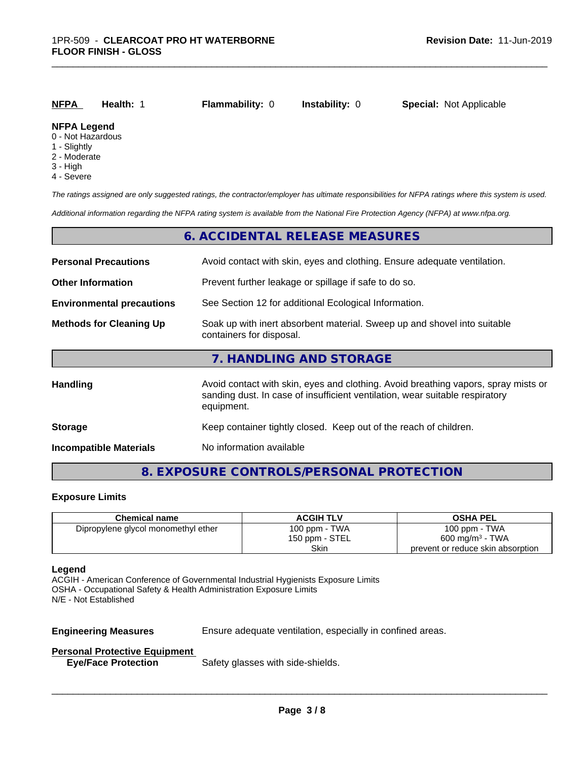| **NFPA** | **Health:** 1 | **Flammability:** 0 | **Instability:** 0 | **Special:** Not Applicable |
|---|---|---|---|---|

**NFPA Legend**
- 0 - Not Hazardous
- 1 - Slightly
- 2 - Moderate
- 3 - High
- 4 - Severe

*The ratings assigned are only suggested ratings, the contractor/employer has ultimate responsibilities for NFPA ratings where this system is used.*

*Additional information regarding the NFPA rating system is available from the National Fire Protection Agency (NFPA) at www.nfpa.org.*

## 6. ACCIDENTAL RELEASE MEASURES

**Personal Precautions** Avoid contact with skin, eyes and clothing. Ensure adequate ventilation.

**Other Information** Prevent further leakage or spillage if safe to do so.

**Environmental precautions** See Section 12 for additional Ecological Information.

**Methods for Cleaning Up** Soak up with inert absorbent material. Sweep up and shovel into suitable containers for disposal.

## 7. HANDLING AND STORAGE

**Handling** Avoid contact with skin, eyes and clothing. Avoid breathing vapors, spray mists or sanding dust. In case of insufficient ventilation, wear suitable respiratory equipment.

**Storage** Keep container tightly closed. Keep out of the reach of children.

**Incompatible Materials** No information available

## 8. EXPOSURE CONTROLS/PERSONAL PROTECTION

### Exposure Limits

| Chemical name | ACGIH TLV | OSHA PEL |
|---|---|---|
| Dipropylene glycol monomethyl ether | 100 ppm - TWA<br>150 ppm - STEL<br>Skin | 100 ppm - TWA<br>600 mg/m$^3$ - TWA<br>prevent or reduce skin absorption |

**Legend**
ACGIH - American Conference of Governmental Industrial Hygienists Exposure Limits
OSHA - Occupational Safety & Health Administration Exposure Limits
N/E - Not Established

**Engineering Measures** Ensure adequate ventilation, especially in confined areas.

**Personal Protective Equipment**

**Eye/Face Protection** Safety glasses with side-shields.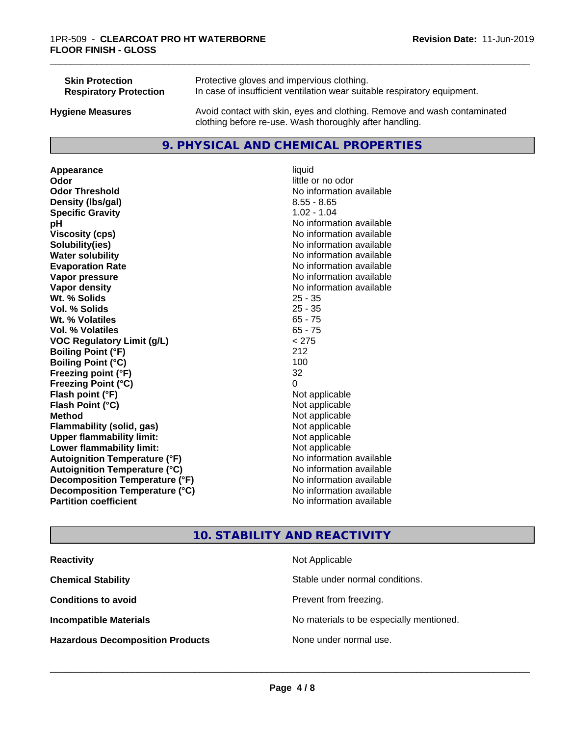| | |
|---|---|
| **Skin Protection** | Protective gloves and impervious clothing. |
| **Respiratory Protection** | In case of insufficient ventilation wear suitable respiratory equipment. |

**Hygiene Measures** Avoid contact with skin, eyes and clothing. Remove and wash contaminated clothing before re-use. Wash thoroughly after handling.

## 9. PHYSICAL AND CHEMICAL PROPERTIES

| | |
|---|---|
| **Appearance** | liquid |
| **Odor** | little or no odor |
| **Odor Threshold** | No information available |
| **Density (lbs/gal)** | 8.55 - 8.65 |
| **Specific Gravity** | 1.02 - 1.04 |
| **pH** | No information available |
| **Viscosity (cps)** | No information available |
| **Solubility(ies)** | No information available |
| **Water solubility** | No information available |
| **Evaporation Rate** | No information available |
| **Vapor pressure** | No information available |
| **Vapor density** | No information available |
| **Wt. % Solids** | 25 - 35 |
| **Vol. % Solids** | 25 - 35 |
| **Wt. % Volatiles** | 65 - 75 |
| **Vol. % Volatiles** | 65 - 75 |
| **VOC Regulatory Limit (g/L)** | < 275 |
| **Boiling Point (°F)** | 212 |
| **Boiling Point (°C)** | 100 |
| **Freezing point (°F)** | 32 |
| **Freezing Point (°C)** | 0 |
| **Flash point (°F)** | Not applicable |
| **Flash Point (°C)** | Not applicable |
| **Method** | Not applicable |
| **Flammability (solid, gas)** | Not applicable |
| **Upper flammability limit:** | Not applicable |
| **Lower flammability limit:** | Not applicable |
| **Autoignition Temperature (°F)** | No information available |
| **Autoignition Temperature (°C)** | No information available |
| **Decomposition Temperature (°F)** | No information available |
| **Decomposition Temperature (°C)** | No information available |
| **Partition coefficient** | No information available |

## 10. STABILITY AND REACTIVITY

| | |
|---|---|
| **Reactivity** | Not Applicable |
| **Chemical Stability** | Stable under normal conditions. |
| **Conditions to avoid** | Prevent from freezing. |
| **Incompatible Materials** | No materials to be especially mentioned. |
| **Hazardous Decomposition Products** | None under normal use. |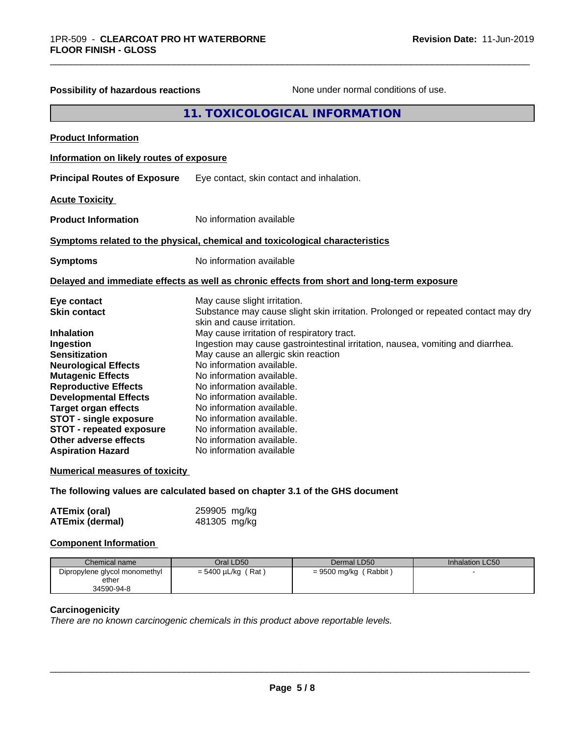**Possibility of hazardous reactions** None under normal conditions of use.

## 11. TOXICOLOGICAL INFORMATION

**Product Information**

**Information on likely routes of exposure**

**Principal Routes of Exposure** Eye contact, skin contact and inhalation.

**Acute Toxicity**

**Product Information** No information available

**Symptoms related to the physical, chemical and toxicological characteristics**

**Symptoms** No information available

**Delayed and immediate effects as well as chronic effects from short and long-term exposure**

**Eye contact** May cause slight irritation.
**Skin contact** Substance may cause slight skin irritation. Prolonged or repeated contact may dry skin and cause irritation.
**Inhalation** May cause irritation of respiratory tract.
**Ingestion** Ingestion may cause gastrointestinal irritation, nausea, vomiting and diarrhea.
**Sensitization** May cause an allergic skin reaction
**Neurological Effects** No information available.
**Mutagenic Effects** No information available.
**Reproductive Effects** No information available.
**Developmental Effects** No information available.
**Target organ effects** No information available.
**STOT - single exposure** No information available.
**STOT - repeated exposure** No information available.
**Other adverse effects** No information available.
**Aspiration Hazard** No information available

**Numerical measures of toxicity**

**The following values are calculated based on chapter 3.1 of the GHS document**

**ATEmix (oral)** 259905 mg/kg
**ATEmix (dermal)** 481305 mg/kg

**Component Information**

| Chemical name | Oral LD50 | Dermal LD50 | Inhalation LC50 |
|---|---|---|---|
| Dipropylene glycol monomethyl ether<br>34590-94-8 | = 5400 µL/kg ( Rat ) | = 9500 mg/kg ( Rabbit ) | - |

**Carcinogenicity**

*There are no known carcinogenic chemicals in this product above reportable levels.*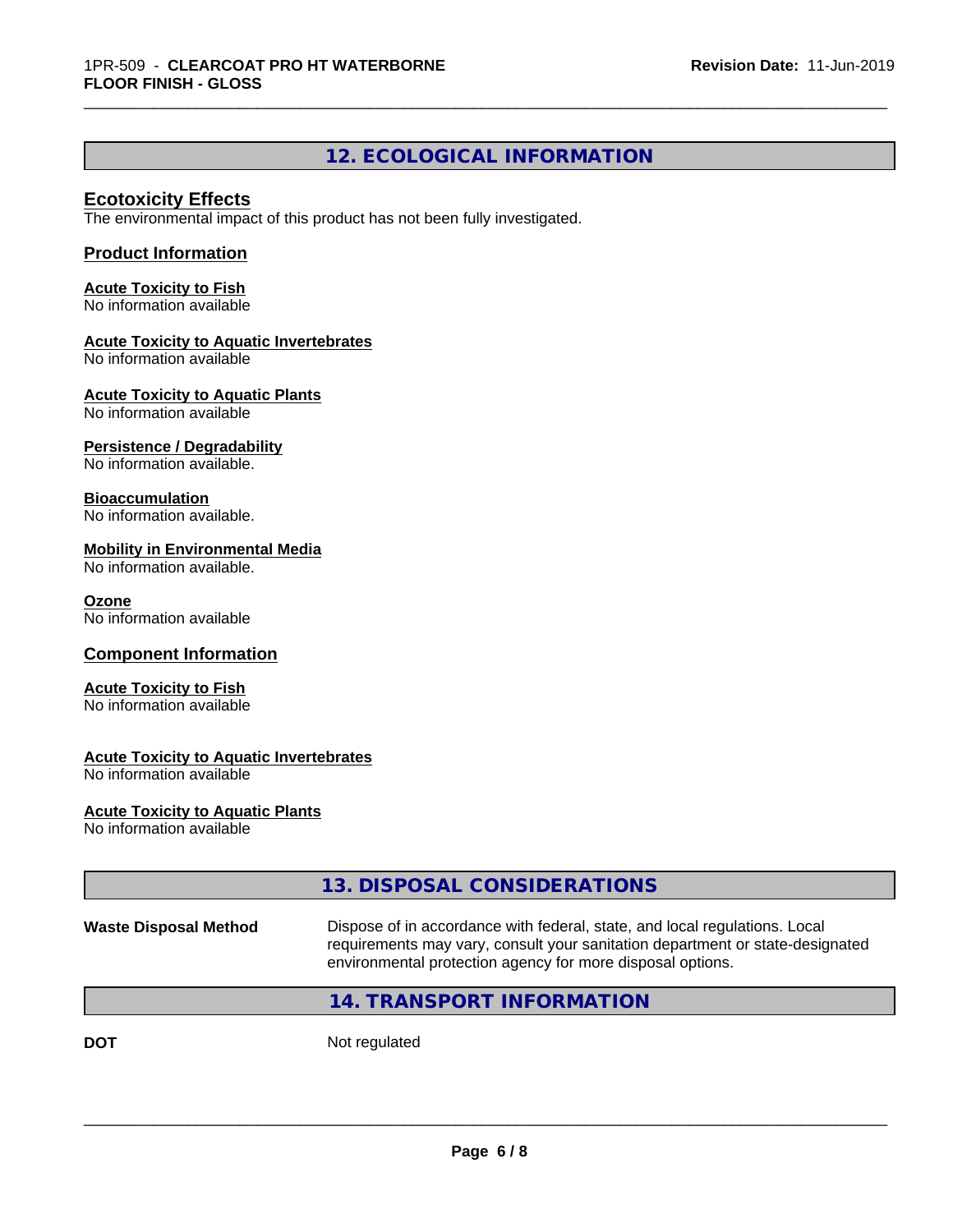## 12. ECOLOGICAL INFORMATION

### Ecotoxicity Effects

The environmental impact of this product has not been fully investigated.

### Product Information

**Acute Toxicity to Fish**
No information available

**Acute Toxicity to Aquatic Invertebrates**
No information available

**Acute Toxicity to Aquatic Plants**
No information available

**Persistence / Degradability**
No information available.

**Bioaccumulation**
No information available.

**Mobility in Environmental Media**
No information available.

**Ozone**
No information available

### Component Information

**Acute Toxicity to Fish**
No information available

**Acute Toxicity to Aquatic Invertebrates**
No information available

**Acute Toxicity to Aquatic Plants**
No information available

## 13. DISPOSAL CONSIDERATIONS

**Waste Disposal Method** — Dispose of in accordance with federal, state, and local regulations. Local requirements may vary, consult your sanitation department or state-designated environmental protection agency for more disposal options.

## 14. TRANSPORT INFORMATION

**DOT** — Not regulated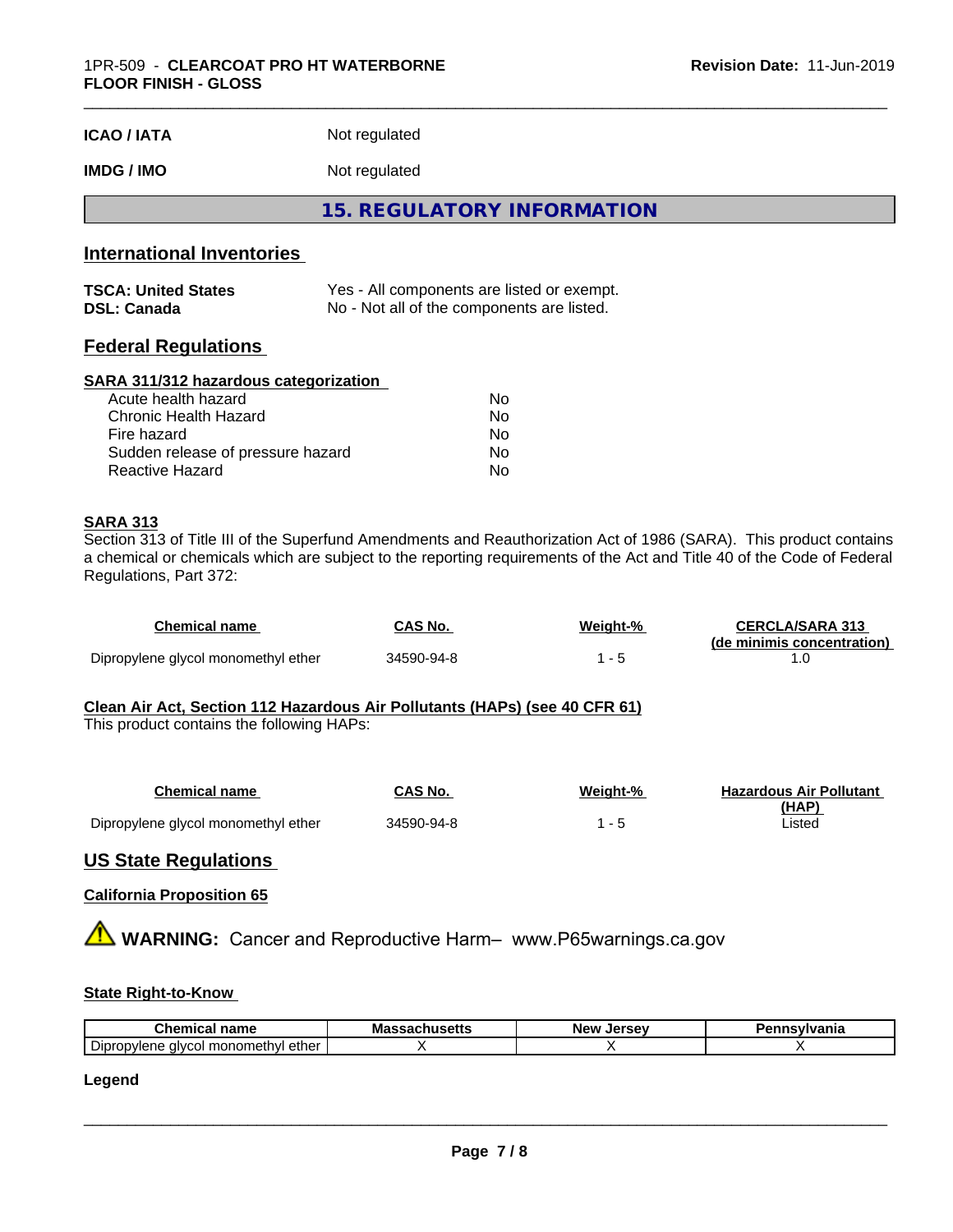| | |
|---|---|
| **ICAO / IATA** | Not regulated |
| **IMDG / IMO** | Not regulated |

# 15. REGULATORY INFORMATION

## International Inventories

| | |
|---|---|
| **TSCA: United States** | Yes - All components are listed or exempt. |
| **DSL: Canada** | No - Not all of the components are listed. |

## Federal Regulations

### SARA 311/312 hazardous categorization

| | |
|---|---|
| Acute health hazard | No |
| Chronic Health Hazard | No |
| Fire hazard | No |
| Sudden release of pressure hazard | No |
| Reactive Hazard | No |

### SARA 313

Section 313 of Title III of the Superfund Amendments and Reauthorization Act of 1986 (SARA). This product contains a chemical or chemicals which are subject to the reporting requirements of the Act and Title 40 of the Code of Federal Regulations, Part 372:

| Chemical name | CAS No. | Weight-% | CERCLA/SARA 313 (de minimis concentration) |
|---|---|---|---|
| Dipropylene glycol monomethyl ether | 34590-94-8 | 1 - 5 | 1.0 |

### Clean Air Act, Section 112 Hazardous Air Pollutants (HAPs) (see 40 CFR 61)

This product contains the following HAPs:

| Chemical name | CAS No. | Weight-% | Hazardous Air Pollutant (HAP) |
|---|---|---|---|
| Dipropylene glycol monomethyl ether | 34590-94-8 | 1 - 5 | Listed |

## US State Regulations

### California Proposition 65

⚠ **WARNING:** Cancer and Reproductive Harm– www.P65warnings.ca.gov

### State Right-to-Know

| Chemical name | Massachusetts | New Jersey | Pennsylvania |
|---|---|---|---|
| Dipropylene glycol monomethyl ether | X | X | X |

**Legend**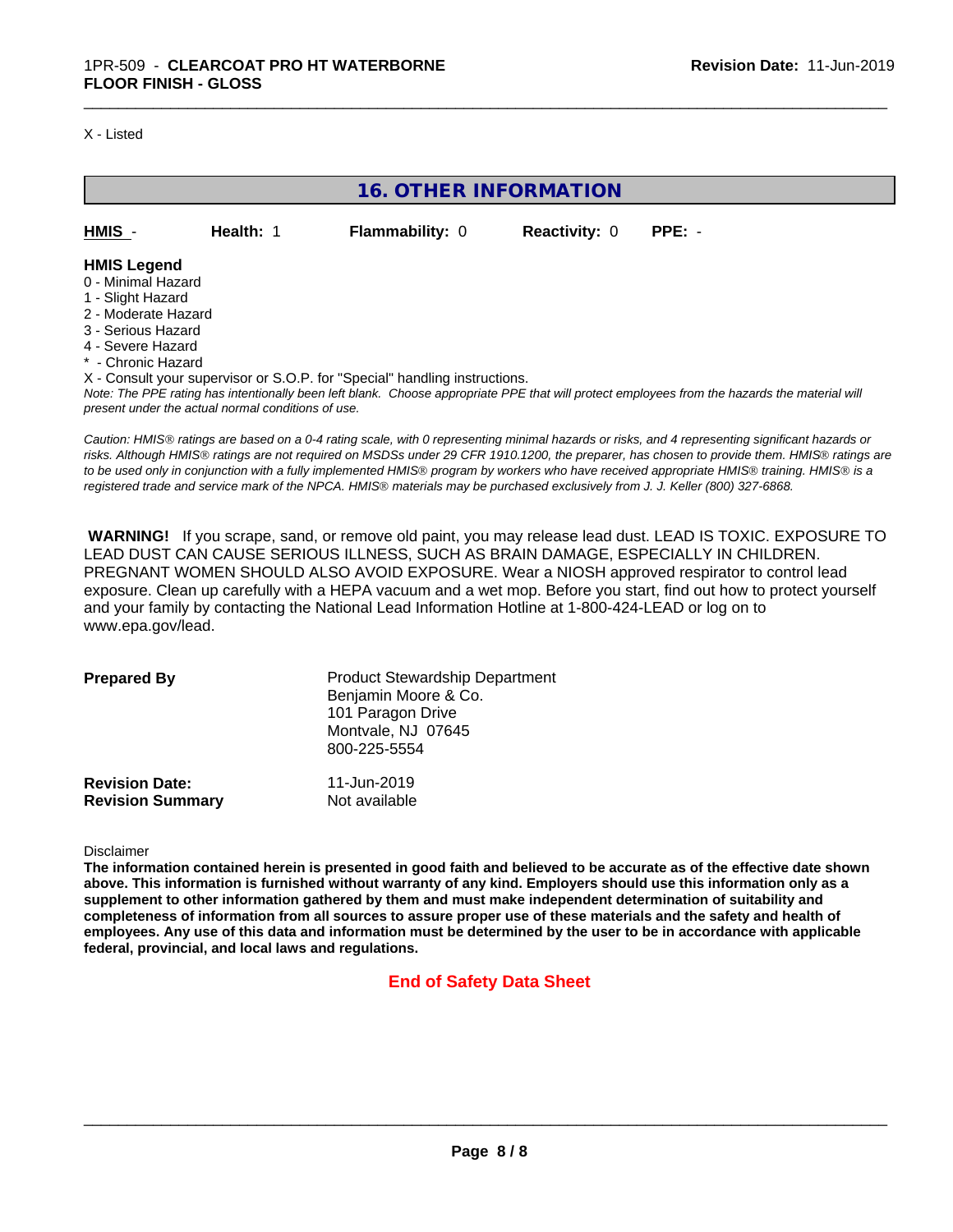X - Listed

## 16. OTHER INFORMATION

| HMIS - | Health: 1 | Flammability: 0 | Reactivity: 0 | PPE: - |
|---|---|---|---|---|

**HMIS Legend**

0 - Minimal Hazard
1 - Slight Hazard
2 - Moderate Hazard
3 - Serious Hazard
4 - Severe Hazard
* - Chronic Hazard
X - Consult your supervisor or S.O.P. for "Special" handling instructions.

*Note: The PPE rating has intentionally been left blank. Choose appropriate PPE that will protect employees from the hazards the material will present under the actual normal conditions of use.*

*Caution: HMIS® ratings are based on a 0-4 rating scale, with 0 representing minimal hazards or risks, and 4 representing significant hazards or risks. Although HMIS® ratings are not required on MSDSs under 29 CFR 1910.1200, the preparer, has chosen to provide them. HMIS® ratings are to be used only in conjunction with a fully implemented HMIS® program by workers who have received appropriate HMIS® training. HMIS® is a registered trade and service mark of the NPCA. HMIS® materials may be purchased exclusively from J. J. Keller (800) 327-6868.*

**WARNING!** If you scrape, sand, or remove old paint, you may release lead dust. LEAD IS TOXIC. EXPOSURE TO LEAD DUST CAN CAUSE SERIOUS ILLNESS, SUCH AS BRAIN DAMAGE, ESPECIALLY IN CHILDREN. PREGNANT WOMEN SHOULD ALSO AVOID EXPOSURE. Wear a NIOSH approved respirator to control lead exposure. Clean up carefully with a HEPA vacuum and a wet mop. Before you start, find out how to protect yourself and your family by contacting the National Lead Information Hotline at 1-800-424-LEAD or log on to www.epa.gov/lead.

**Prepared By**
Product Stewardship Department
Benjamin Moore & Co.
101 Paragon Drive
Montvale, NJ 07645
800-225-5554

**Revision Date:** 11-Jun-2019
**Revision Summary** Not available

Disclaimer

**The information contained herein is presented in good faith and believed to be accurate as of the effective date shown above. This information is furnished without warranty of any kind. Employers should use this information only as a supplement to other information gathered by them and must make independent determination of suitability and completeness of information from all sources to assure proper use of these materials and the safety and health of employees. Any use of this data and information must be determined by the user to be in accordance with applicable federal, provincial, and local laws and regulations.**

**End of Safety Data Sheet**